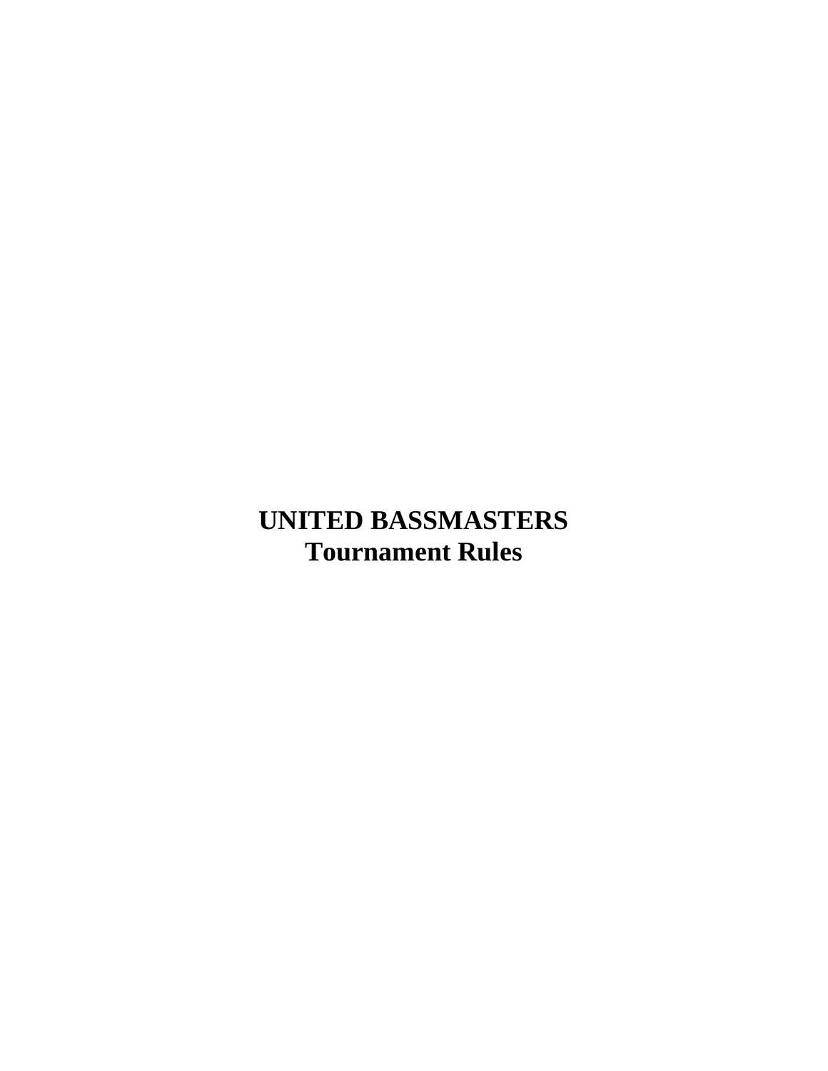# UNITED BASSMASTERS
# Tournament Rules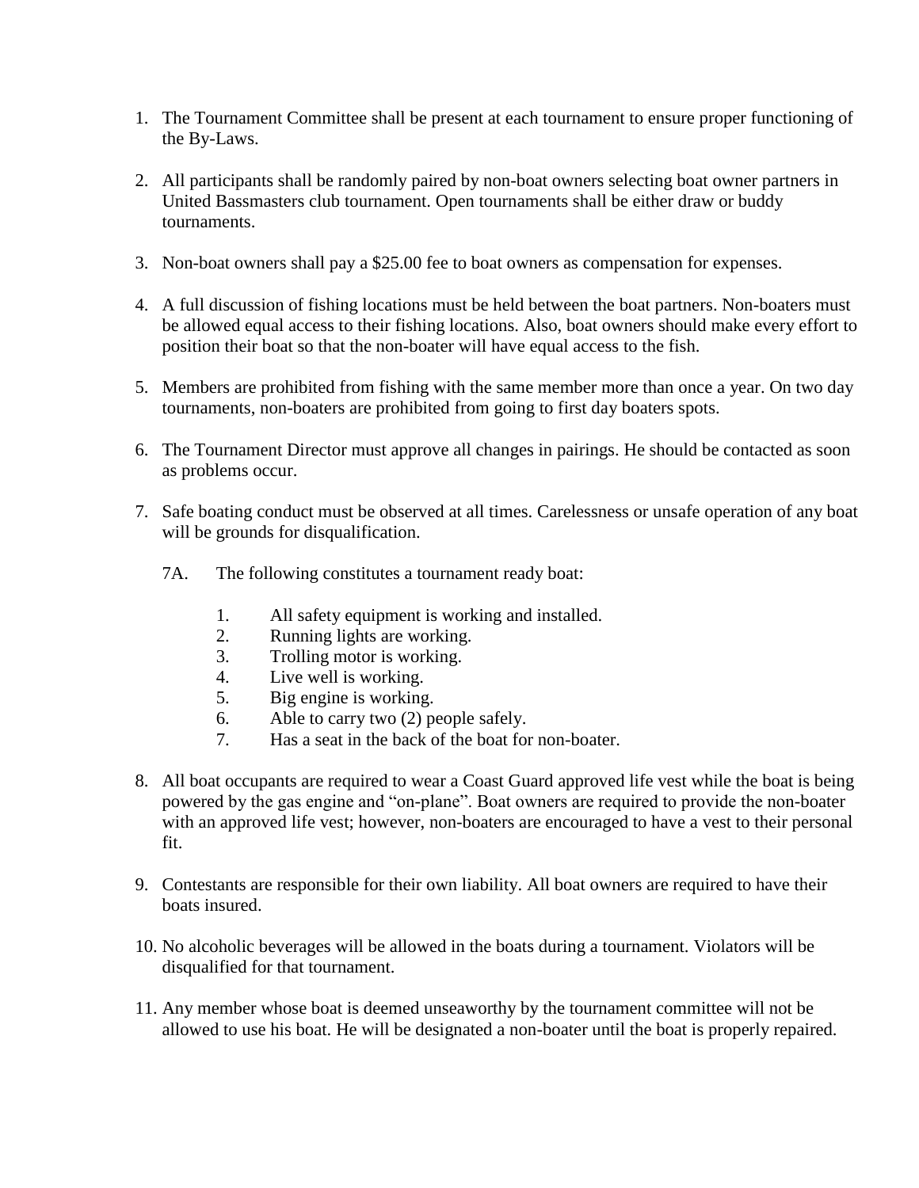1. The Tournament Committee shall be present at each tournament to ensure proper functioning of the By-Laws.

2. All participants shall be randomly paired by non-boat owners selecting boat owner partners in United Bassmasters club tournament. Open tournaments shall be either draw or buddy tournaments.

3. Non-boat owners shall pay a $25.00 fee to boat owners as compensation for expenses.

4. A full discussion of fishing locations must be held between the boat partners. Non-boaters must be allowed equal access to their fishing locations. Also, boat owners should make every effort to position their boat so that the non-boater will have equal access to the fish.

5. Members are prohibited from fishing with the same member more than once a year. On two day tournaments, non-boaters are prohibited from going to first day boaters spots.

6. The Tournament Director must approve all changes in pairings. He should be contacted as soon as problems occur.

7. Safe boating conduct must be observed at all times. Carelessness or unsafe operation of any boat will be grounds for disqualification.

   7A. The following constitutes a tournament ready boat:

   1. All safety equipment is working and installed.
   2. Running lights are working.
   3. Trolling motor is working.
   4. Live well is working.
   5. Big engine is working.
   6. Able to carry two (2) people safely.
   7. Has a seat in the back of the boat for non-boater.

8. All boat occupants are required to wear a Coast Guard approved life vest while the boat is being powered by the gas engine and "on-plane". Boat owners are required to provide the non-boater with an approved life vest; however, non-boaters are encouraged to have a vest to their personal fit.

9. Contestants are responsible for their own liability. All boat owners are required to have their boats insured.

10. No alcoholic beverages will be allowed in the boats during a tournament. Violators will be disqualified for that tournament.

11. Any member whose boat is deemed unseaworthy by the tournament committee will not be allowed to use his boat. He will be designated a non-boater until the boat is properly repaired.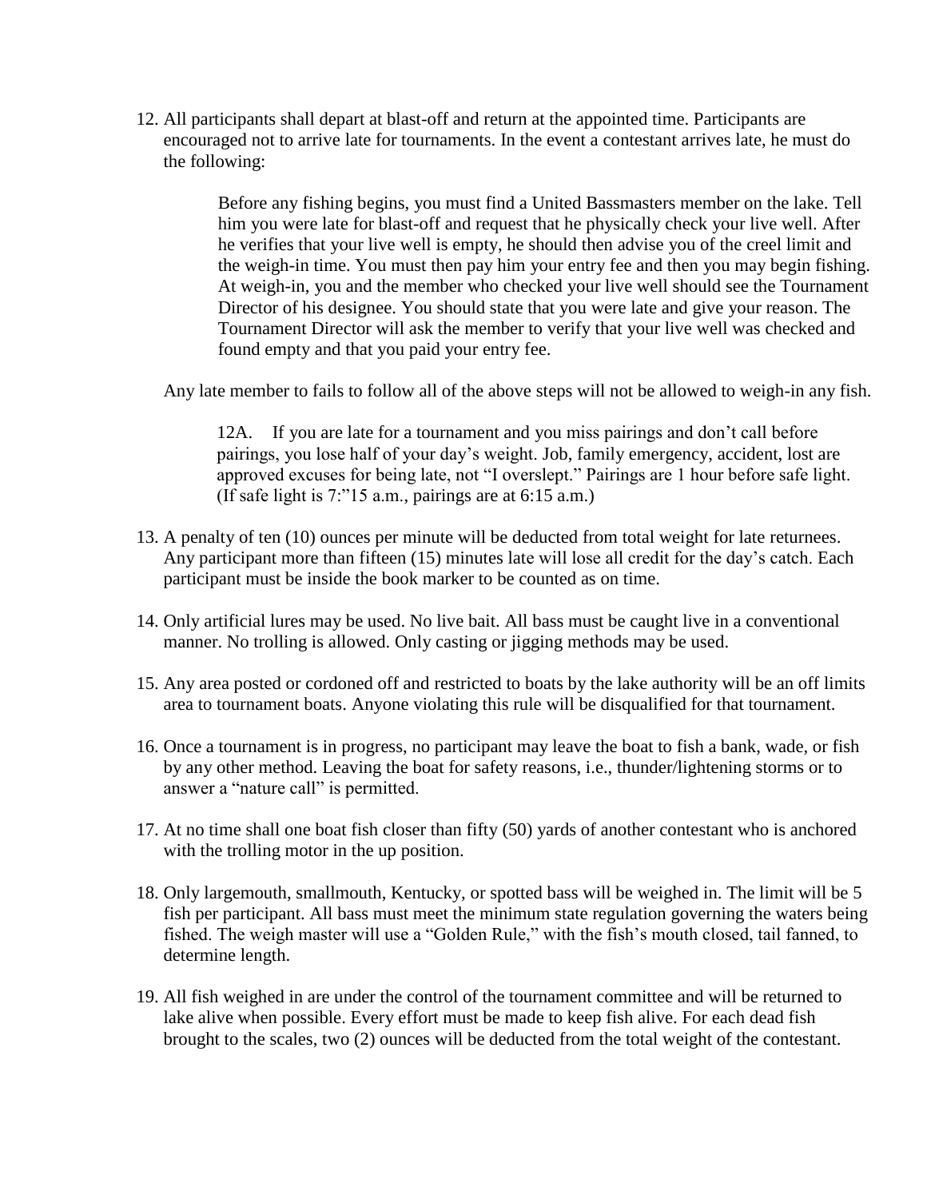12. All participants shall depart at blast-off and return at the appointed time. Participants are encouraged not to arrive late for tournaments. In the event a contestant arrives late, he must do the following:

    > Before any fishing begins, you must find a United Bassmasters member on the lake. Tell him you were late for blast-off and request that he physically check your live well. After he verifies that your live well is empty, he should then advise you of the creel limit and the weigh-in time. You must then pay him your entry fee and then you may begin fishing. At weigh-in, you and the member who checked your live well should see the Tournament Director of his designee. You should state that you were late and give your reason. The Tournament Director will ask the member to verify that your live well was checked and found empty and that you paid your entry fee.

    Any late member to fails to follow all of the above steps will not be allowed to weigh-in any fish.

    > 12A. If you are late for a tournament and you miss pairings and don't call before pairings, you lose half of your day's weight. Job, family emergency, accident, lost are approved excuses for being late, not "I overslept." Pairings are 1 hour before safe light. (If safe light is 7:"15 a.m., pairings are at 6:15 a.m.)

13. A penalty of ten (10) ounces per minute will be deducted from total weight for late returnees. Any participant more than fifteen (15) minutes late will lose all credit for the day's catch. Each participant must be inside the book marker to be counted as on time.

14. Only artificial lures may be used. No live bait. All bass must be caught live in a conventional manner. No trolling is allowed. Only casting or jigging methods may be used.

15. Any area posted or cordoned off and restricted to boats by the lake authority will be an off limits area to tournament boats. Anyone violating this rule will be disqualified for that tournament.

16. Once a tournament is in progress, no participant may leave the boat to fish a bank, wade, or fish by any other method. Leaving the boat for safety reasons, i.e., thunder/lightening storms or to answer a "nature call" is permitted.

17. At no time shall one boat fish closer than fifty (50) yards of another contestant who is anchored with the trolling motor in the up position.

18. Only largemouth, smallmouth, Kentucky, or spotted bass will be weighed in. The limit will be 5 fish per participant. All bass must meet the minimum state regulation governing the waters being fished. The weigh master will use a "Golden Rule," with the fish's mouth closed, tail fanned, to determine length.

19. All fish weighed in are under the control of the tournament committee and will be returned to lake alive when possible. Every effort must be made to keep fish alive. For each dead fish brought to the scales, two (2) ounces will be deducted from the total weight of the contestant.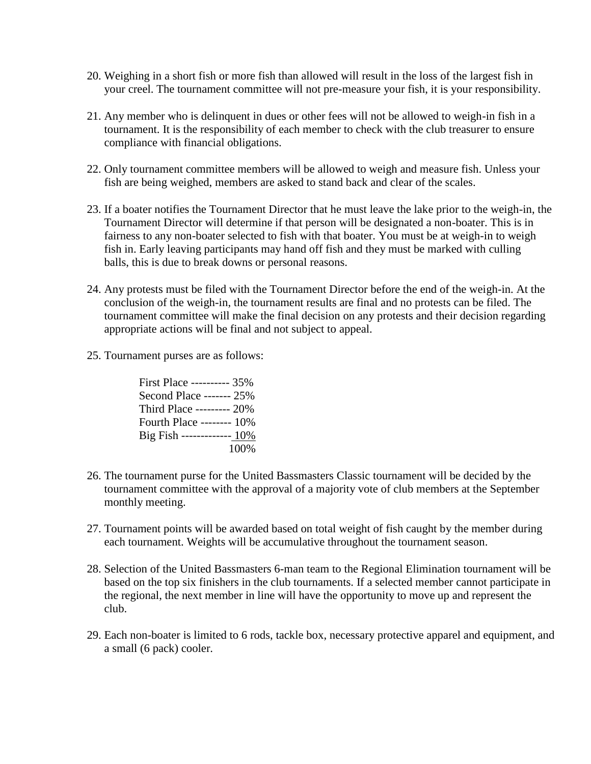20. Weighing in a short fish or more fish than allowed will result in the loss of the largest fish in your creel. The tournament committee will not pre-measure your fish, it is your responsibility.

21. Any member who is delinquent in dues or other fees will not be allowed to weigh-in fish in a tournament. It is the responsibility of each member to check with the club treasurer to ensure compliance with financial obligations.

22. Only tournament committee members will be allowed to weigh and measure fish. Unless your fish are being weighed, members are asked to stand back and clear of the scales.

23. If a boater notifies the Tournament Director that he must leave the lake prior to the weigh-in, the Tournament Director will determine if that person will be designated a non-boater. This is in fairness to any non-boater selected to fish with that boater. You must be at weigh-in to weigh fish in. Early leaving participants may hand off fish and they must be marked with culling balls, this is due to break downs or personal reasons.

24. Any protests must be filed with the Tournament Director before the end of the weigh-in. At the conclusion of the weigh-in, the tournament results are final and no protests can be filed. The tournament committee will make the final decision on any protests and their decision regarding appropriate actions will be final and not subject to appeal.

25. Tournament purses are as follows:

    First Place ---------- 35%
    Second Place ------- 25%
    Third Place --------- 20%
    Fourth Place -------- 10%
    Big Fish ------------- 10%
    100%

26. The tournament purse for the United Bassmasters Classic tournament will be decided by the tournament committee with the approval of a majority vote of club members at the September monthly meeting.

27. Tournament points will be awarded based on total weight of fish caught by the member during each tournament. Weights will be accumulative throughout the tournament season.

28. Selection of the United Bassmasters 6-man team to the Regional Elimination tournament will be based on the top six finishers in the club tournaments. If a selected member cannot participate in the regional, the next member in line will have the opportunity to move up and represent the club.

29. Each non-boater is limited to 6 rods, tackle box, necessary protective apparel and equipment, and a small (6 pack) cooler.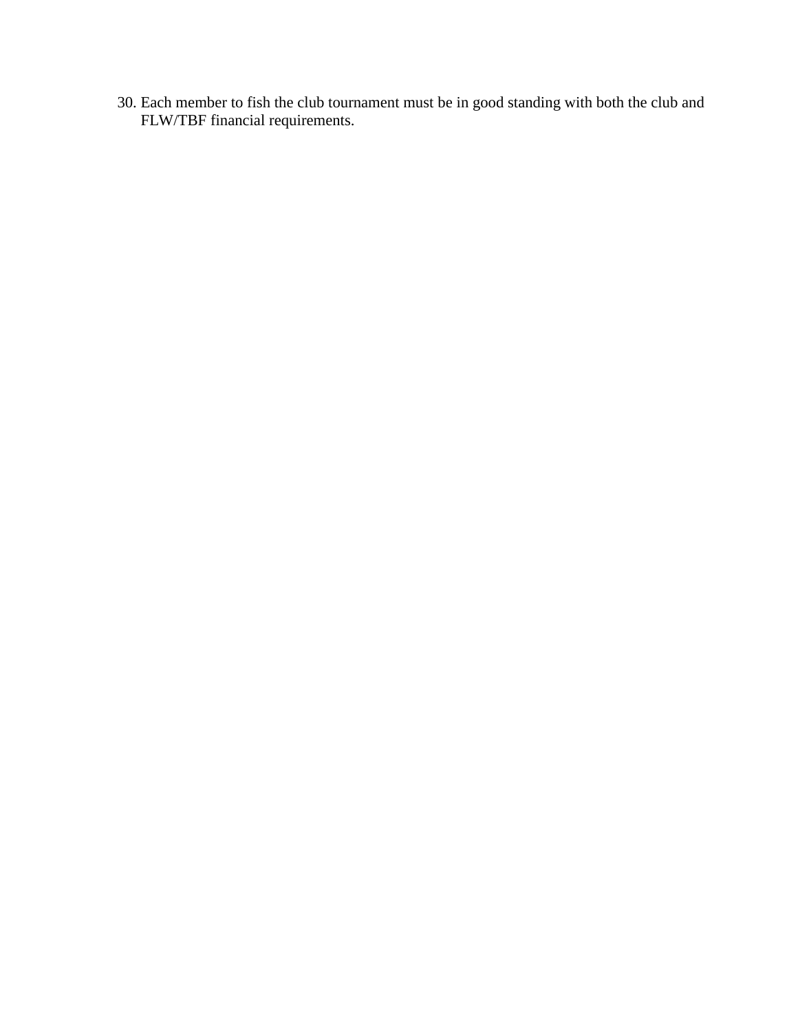30. Each member to fish the club tournament must be in good standing with both the club and FLW/TBF financial requirements.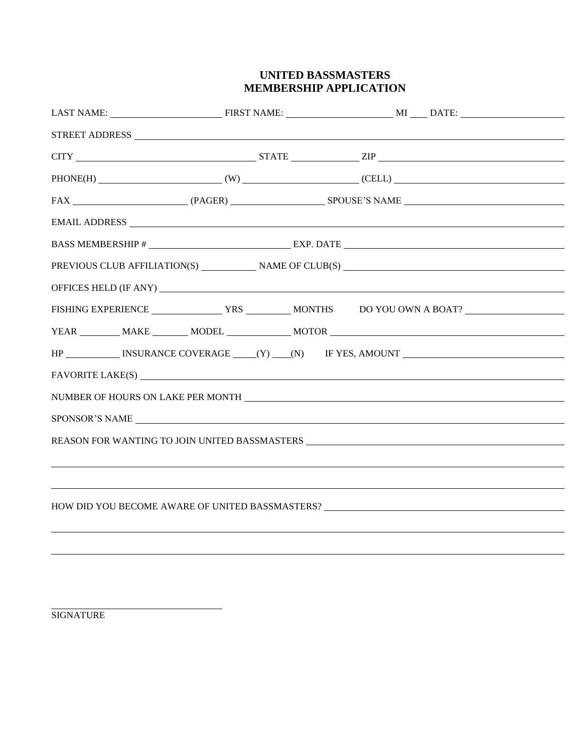# UNITED BASSMASTERS
# MEMBERSHIP APPLICATION

LAST NAME: ______________________ FIRST NAME: ______________________ MI ___ DATE: ______________________

STREET ADDRESS ____________________________________________________________________________

CITY __________________________________ STATE ______________ ZIP ______________________________

PHONE(H) ________________________ (W) ______________________ (CELL) ___________________________

FAX ______________________ (PAGER) __________________ SPOUSE'S NAME ___________________________

EMAIL ADDRESS _____________________________________________________________________________

BASS MEMBERSHIP # ____________________________ EXP. DATE __________________________________

PREVIOUS CLUB AFFILIATION(S) ___________ NAME OF CLUB(S) ________________________________________

OFFICES HELD (IF ANY) _____________________________________________________________________

FISHING EXPERIENCE ______________ YRS _________ MONTHS DO YOU OWN A BOAT? __________________

YEAR ________ MAKE _______ MODEL _____________ MOTOR ___________________________________________

HP ___________ INSURANCE COVERAGE _____(Y) ____(N) IF YES, AMOUNT ______________________________

FAVORITE LAKE(S) __________________________________________________________________________

NUMBER OF HOURS ON LAKE PER MONTH ___________________________________________________________

SPONSOR'S NAME ___________________________________________________________________________

REASON FOR WANTING TO JOIN UNITED BASSMASTERS _________________________________________________

_____________________________________________________________________________________________

_____________________________________________________________________________________________

HOW DID YOU BECOME AWARE OF UNITED BASSMASTERS? ________________________________________________

_____________________________________________________________________________________________

_____________________________________________________________________________________________

________________________________

SIGNATURE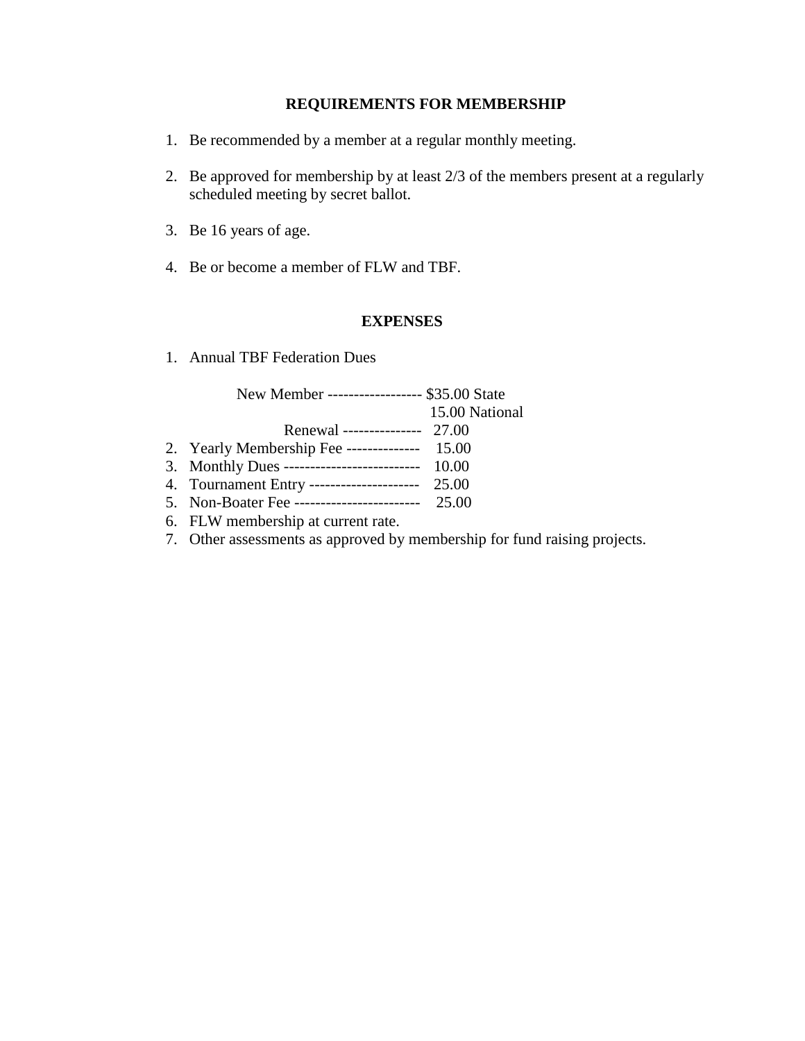## REQUIREMENTS FOR MEMBERSHIP

1. Be recommended by a member at a regular monthly meeting.

2. Be approved for membership by at least 2/3 of the members present at a regularly scheduled meeting by secret ballot.

3. Be 16 years of age.

4. Be or become a member of FLW and TBF.

## EXPENSES

1. Annual TBF Federation Dues

   New Member ------------------ $35.00 State
   15.00 National
   Renewal --------------- 27.00
2. Yearly Membership Fee -------------- 15.00
3. Monthly Dues -------------------------- 10.00
4. Tournament Entry --------------------- 25.00
5. Non-Boater Fee ------------------------ 25.00
6. FLW membership at current rate.
7. Other assessments as approved by membership for fund raising projects.